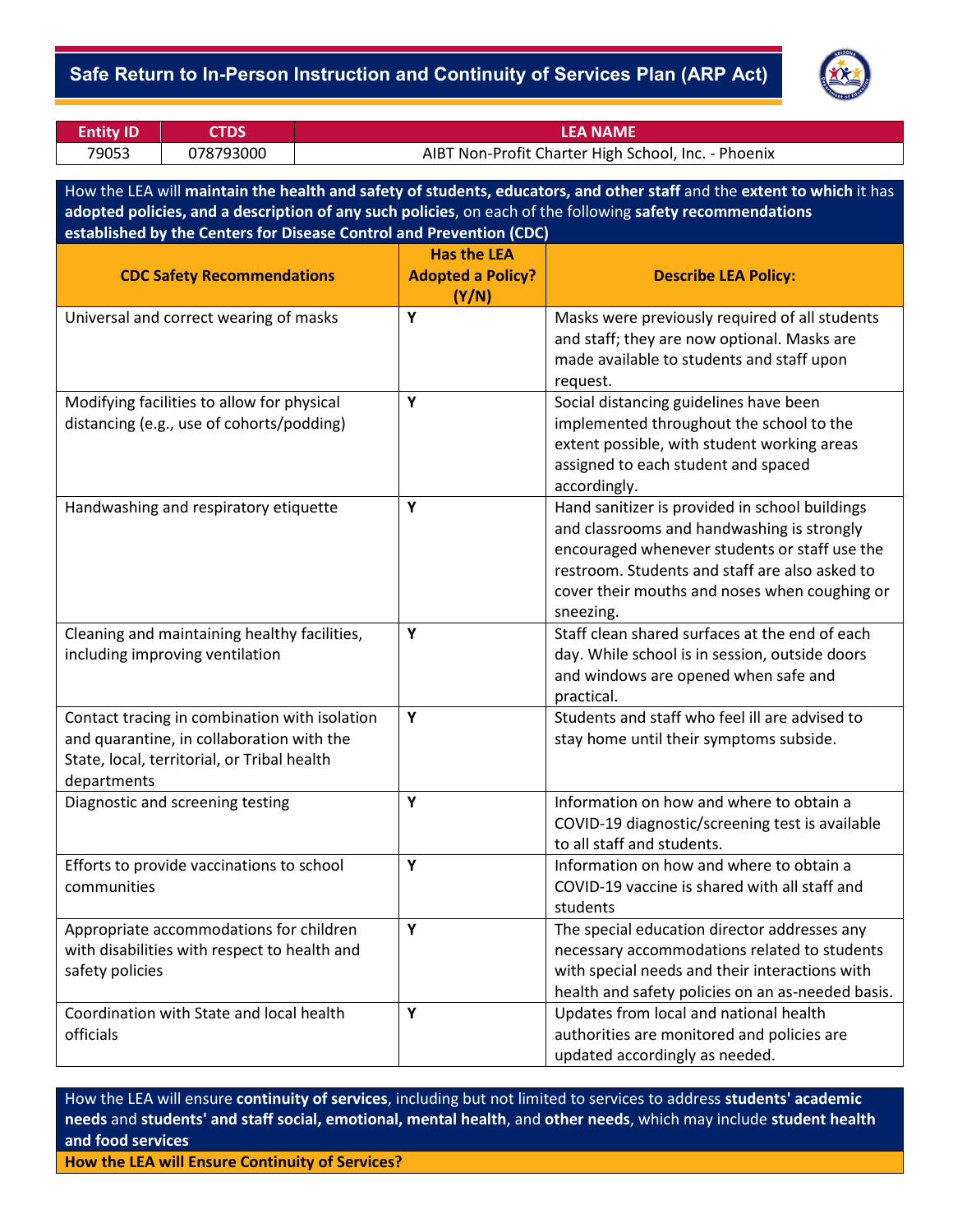# Safe Return to In-Person Instruction and Continuity of Services Plan (ARP Act)

| Entity ID | CTDS | LEA NAME |
|---|---|---|
| 79053 | 078793000 | AIBT Non-Profit Charter High School, Inc. - Phoenix |

How the LEA will **maintain the health and safety of students, educators, and other staff** and the **extent to which** it has **adopted policies, and a description of any such policies**, on each of the following **safety recommendations established by the Centers for Disease Control and Prevention (CDC)**

| CDC Safety Recommendations | Has the LEA Adopted a Policy? (Y/N) | Describe LEA Policy: |
|---|---|---|
| Universal and correct wearing of masks | Y | Masks were previously required of all students and staff; they are now optional. Masks are made available to students and staff upon request. |
| Modifying facilities to allow for physical distancing (e.g., use of cohorts/podding) | Y | Social distancing guidelines have been implemented throughout the school to the extent possible, with student working areas assigned to each student and spaced accordingly. |
| Handwashing and respiratory etiquette | Y | Hand sanitizer is provided in school buildings and classrooms and handwashing is strongly encouraged whenever students or staff use the restroom. Students and staff are also asked to cover their mouths and noses when coughing or sneezing. |
| Cleaning and maintaining healthy facilities, including improving ventilation | Y | Staff clean shared surfaces at the end of each day. While school is in session, outside doors and windows are opened when safe and practical. |
| Contact tracing in combination with isolation and quarantine, in collaboration with the State, local, territorial, or Tribal health departments | Y | Students and staff who feel ill are advised to stay home until their symptoms subside. |
| Diagnostic and screening testing | Y | Information on how and where to obtain a COVID-19 diagnostic/screening test is available to all staff and students. |
| Efforts to provide vaccinations to school communities | Y | Information on how and where to obtain a COVID-19 vaccine is shared with all staff and students |
| Appropriate accommodations for children with disabilities with respect to health and safety policies | Y | The special education director addresses any necessary accommodations related to students with special needs and their interactions with health and safety policies on an as-needed basis. |
| Coordination with State and local health officials | Y | Updates from local and national health authorities are monitored and policies are updated accordingly as needed. |

How the LEA will ensure **continuity of services**, including but not limited to services to address **students' academic needs** and **students' and staff social, emotional, mental health**, and **other needs**, which may include **student health and food services**

**How the LEA will Ensure Continuity of Services?**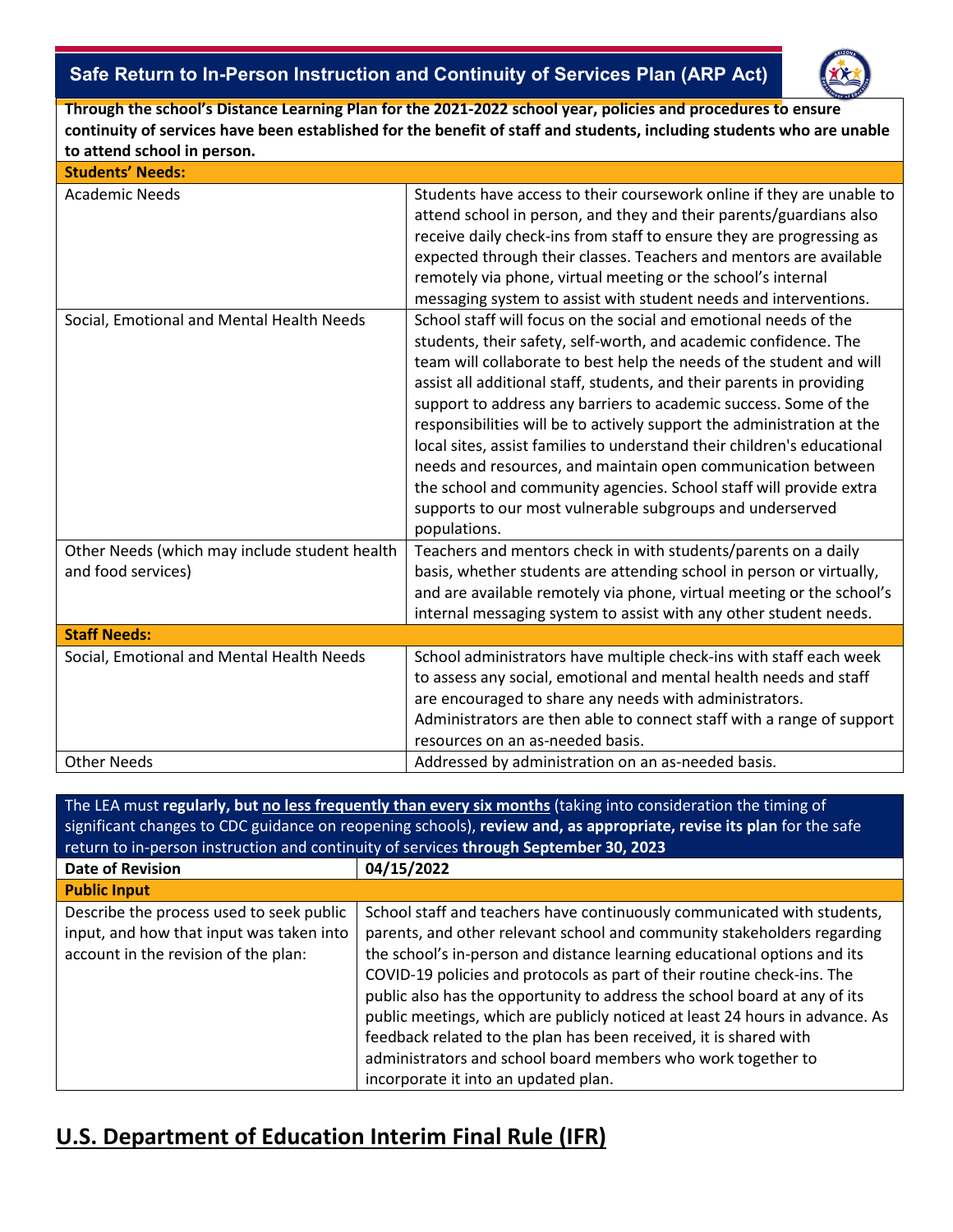## Safe Return to In-Person Instruction and Continuity of Services Plan (ARP Act)

**Through the school's Distance Learning Plan for the 2021-2022 school year, policies and procedures to ensure continuity of services have been established for the benefit of staff and students, including students who are unable to attend school in person.**

| **Students' Needs:** | |
|---|---|
| Academic Needs | Students have access to their coursework online if they are unable to attend school in person, and they and their parents/guardians also receive daily check-ins from staff to ensure they are progressing as expected through their classes. Teachers and mentors are available remotely via phone, virtual meeting or the school's internal messaging system to assist with student needs and interventions. |
| Social, Emotional and Mental Health Needs | School staff will focus on the social and emotional needs of the students, their safety, self-worth, and academic confidence. The team will collaborate to best help the needs of the student and will assist all additional staff, students, and their parents in providing support to address any barriers to academic success. Some of the responsibilities will be to actively support the administration at the local sites, assist families to understand their children's educational needs and resources, and maintain open communication between the school and community agencies. School staff will provide extra supports to our most vulnerable subgroups and underserved populations. |
| Other Needs (which may include student health and food services) | Teachers and mentors check in with students/parents on a daily basis, whether students are attending school in person or virtually, and are available remotely via phone, virtual meeting or the school's internal messaging system to assist with any other student needs. |
| **Staff Needs:** | |
| Social, Emotional and Mental Health Needs | School administrators have multiple check-ins with staff each week to assess any social, emotional and mental health needs and staff are encouraged to share any needs with administrators. Administrators are then able to connect staff with a range of support resources on an as-needed basis. |
| Other Needs | Addressed by administration on an as-needed basis. |

The LEA must **regularly, but no less frequently than every six months** (taking into consideration the timing of significant changes to CDC guidance on reopening schools), **review and, as appropriate, revise its plan** for the safe return to in-person instruction and continuity of services **through September 30, 2023**

| **Date of Revision** | **04/15/2022** |
|---|---|
| **Public Input** | |
| Describe the process used to seek public input, and how that input was taken into account in the revision of the plan: | School staff and teachers have continuously communicated with students, parents, and other relevant school and community stakeholders regarding the school's in-person and distance learning educational options and its COVID-19 policies and protocols as part of their routine check-ins. The public also has the opportunity to address the school board at any of its public meetings, which are publicly noticed at least 24 hours in advance. As feedback related to the plan has been received, it is shared with administrators and school board members who work together to incorporate it into an updated plan. |

## U.S. Department of Education Interim Final Rule (IFR)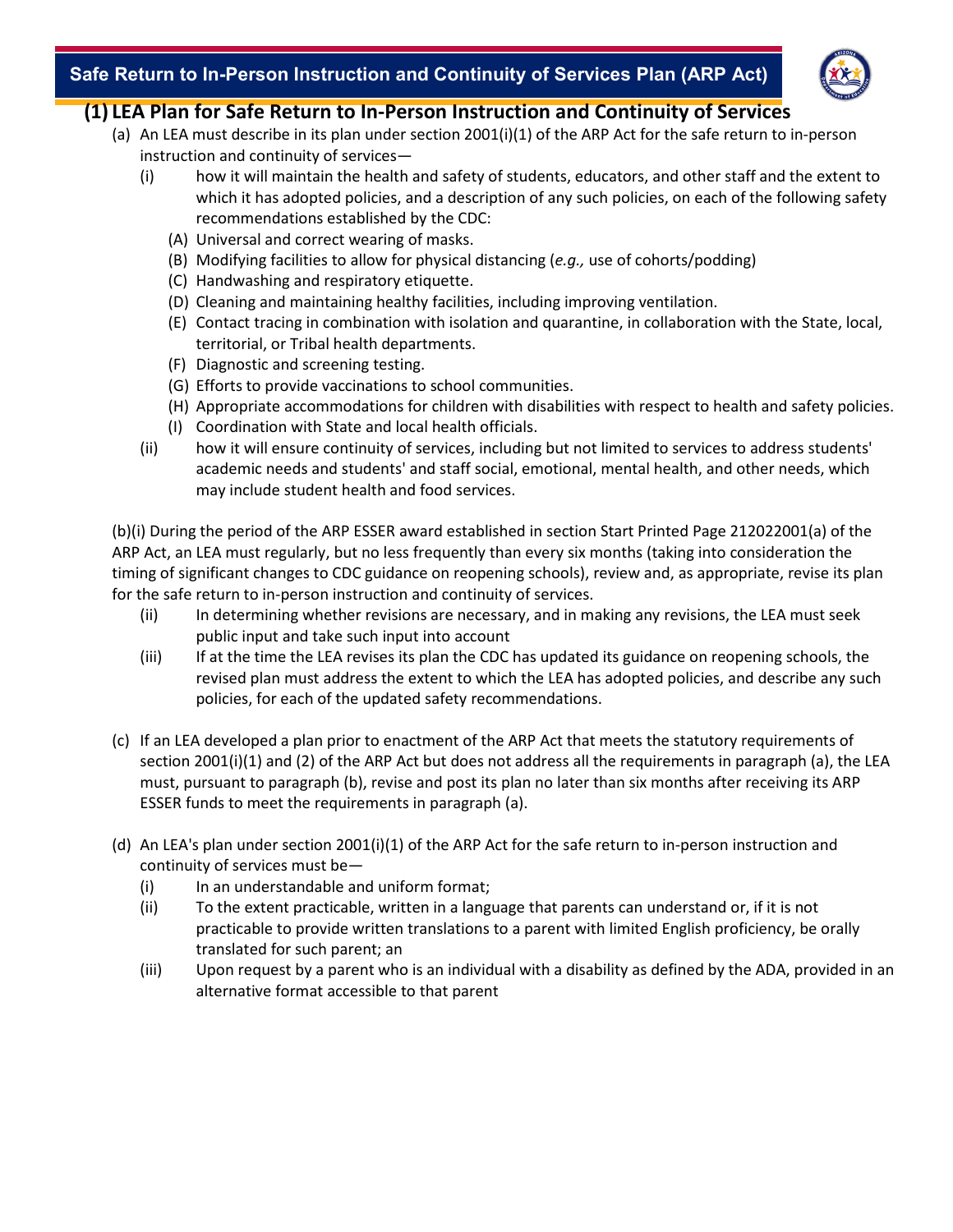## (1) LEA Plan for Safe Return to In-Person Instruction and Continuity of Services

(a) An LEA must describe in its plan under section 2001(i)(1) of the ARP Act for the safe return to in-person instruction and continuity of services—

- (i) how it will maintain the health and safety of students, educators, and other staff and the extent to which it has adopted policies, and a description of any such policies, on each of the following safety recommendations established by the CDC:
  - (A) Universal and correct wearing of masks.
  - (B) Modifying facilities to allow for physical distancing (*e.g.,* use of cohorts/podding)
  - (C) Handwashing and respiratory etiquette.
  - (D) Cleaning and maintaining healthy facilities, including improving ventilation.
  - (E) Contact tracing in combination with isolation and quarantine, in collaboration with the State, local, territorial, or Tribal health departments.
  - (F) Diagnostic and screening testing.
  - (G) Efforts to provide vaccinations to school communities.
  - (H) Appropriate accommodations for children with disabilities with respect to health and safety policies.
  - (I) Coordination with State and local health officials.
- (ii) how it will ensure continuity of services, including but not limited to services to address students' academic needs and students' and staff social, emotional, mental health, and other needs, which may include student health and food services.

(b)(i) During the period of the ARP ESSER award established in section Start Printed Page 212022001(a) of the ARP Act, an LEA must regularly, but no less frequently than every six months (taking into consideration the timing of significant changes to CDC guidance on reopening schools), review and, as appropriate, revise its plan for the safe return to in-person instruction and continuity of services.

- (ii) In determining whether revisions are necessary, and in making any revisions, the LEA must seek public input and take such input into account
- (iii) If at the time the LEA revises its plan the CDC has updated its guidance on reopening schools, the revised plan must address the extent to which the LEA has adopted policies, and describe any such policies, for each of the updated safety recommendations.

(c) If an LEA developed a plan prior to enactment of the ARP Act that meets the statutory requirements of section 2001(i)(1) and (2) of the ARP Act but does not address all the requirements in paragraph (a), the LEA must, pursuant to paragraph (b), revise and post its plan no later than six months after receiving its ARP ESSER funds to meet the requirements in paragraph (a).

(d) An LEA's plan under section 2001(i)(1) of the ARP Act for the safe return to in-person instruction and continuity of services must be—

- (i) In an understandable and uniform format;
- (ii) To the extent practicable, written in a language that parents can understand or, if it is not practicable to provide written translations to a parent with limited English proficiency, be orally translated for such parent; an
- (iii) Upon request by a parent who is an individual with a disability as defined by the ADA, provided in an alternative format accessible to that parent